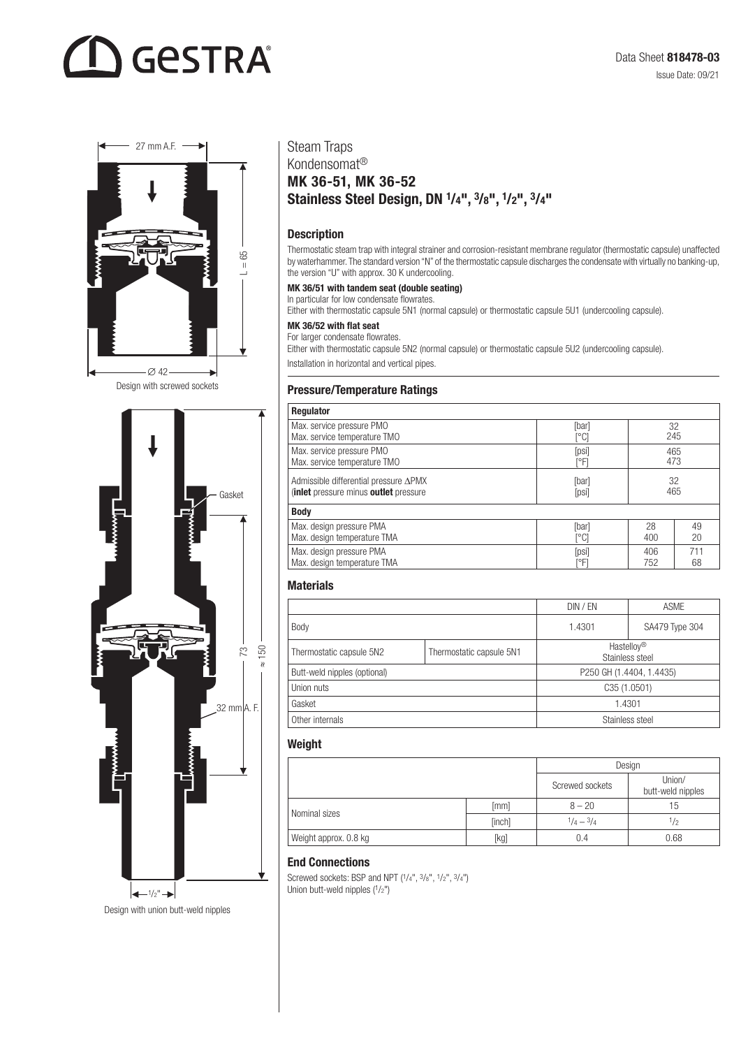# GESTRA

Data Sheet **818478-03**

Issue Date: 09/21

27 mm A.F.

L = 65

∅ 42

Design with screwed sockets

Gasket

73

≈ 150

32 mm A. F.

½"

Design with union butt-weld nipples

## Steam Traps

Kondensomat®

**MK 36-51, MK 36-52**

**Stainless Steel Design, DN ¼", ⅜", ½", ¾"**

### Description

Thermostatic steam trap with integral strainer and corrosion-resistant membrane regulator (thermostatic capsule) unaffected by waterhammer. The standard version "N" of the thermostatic capsule discharges the condensate with virtually no banking-up, the version "U" with approx. 30 K undercooling.

**MK 36/51 with tandem seat (double seating)**

In particular for low condensate flowrates.

Either with thermostatic capsule 5N1 (normal capsule) or thermostatic capsule 5U1 (undercooling capsule).

**MK 36/52 with flat seat**

For larger condensate flowrates.

Either with thermostatic capsule 5N2 (normal capsule) or thermostatic capsule 5U2 (undercooling capsule).

Installation in horizontal and vertical pipes.

### Pressure/Temperature Ratings

| **Regulator** | | | |
|---|---|---|---|
| Max. service pressure PMO<br>Max. service temperature TMO | [bar]<br>[°C] | 32<br>245 | |
| Max. service pressure PMO<br>Max. service temperature TMO | [psi]<br>[°F] | 465<br>473 | |
| Admissible differential pressure ΔPMX<br>(**inlet** pressure minus **outlet** pressure | [bar]<br>[psi] | 32<br>465 | |
| **Body** | | | |
| Max. design pressure PMA<br>Max. design temperature TMA | [bar]<br>[°C] | 28<br>400 | 49<br>20 |
| Max. design pressure PMA<br>Max. design temperature TMA | [psi]<br>[°F] | 406<br>752 | 711<br>68 |

### Materials

| | | DIN / EN | ASME |
|---|---|---|---|
| Body | | 1.4301 | SA479 Type 304 |
| Thermostatic capsule 5N2 | Thermostatic capsule 5N1 | Hastelloy®<br>Stainless steel | |
| Butt-weld nipples (optional) | | P250 GH (1.4404, 1.4435) | |
| Union nuts | | C35 (1.0501) | |
| Gasket | | 1.4301 | |
| Other internals | | Stainless steel | |

### Weight

| | | Design | |
|---|---|---|---|
| | | Screwed sockets | Union/<br>butt-weld nipples |
| Nominal sizes | [mm] | 8 – 20 | 15 |
| | [inch] | ¼ – ¾ | ½ |
| Weight approx. 0.8 kg | [kg] | 0.4 | 0.68 |

### End Connections

Screwed sockets: BSP and NPT (¼", ⅜", ½", ¾")

Union butt-weld nipples (½")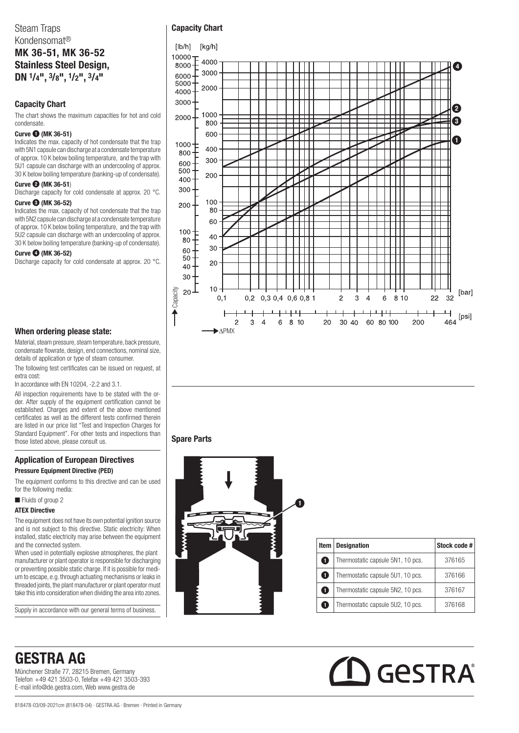# Steam Traps
Kondensomat®
**MK 36-51, MK 36-52**
**Stainless Steel Design,**
**DN 1/4", 3/8", 1/2", 3/4"**

## Capacity Chart

The chart shows the maximum capacities for hot and cold condensate.

**Curve ❶ (MK 36-51)**
Indicates the max. capacity of hot condensate that the trap with 5N1 capsule can discharge at a condensate temperature of approx. 10 K below boiling temperature, and the trap with 5U1 capsule can discharge with an undercooling of approx. 30 K below boiling temperature (banking-up of condensate).

**Curve ❷ (MK 36-51)**
Discharge capacity for cold condensate at approx. 20 °C.

**Curve ❸ (MK 36-52)**
Indicates the max. capacity of hot condensate that the trap with 5N2 capsule can discharge at a condensate temperature of approx. 10 K below boiling temperature, and the trap with 5U2 capsule can discharge with an undercooling of approx. 30 K below boiling temperature (banking-up of condensate).

**Curve ❹ (MK 36-52)**
Discharge capacity for cold condensate at approx. 20 °C.

## When ordering please state:

Material, steam pressure, steam temperature, back pressure, condensate flowrate, design, end connections, nominal size, details of application or type of steam consumer.

The following test certificates can be issued on request, at extra cost:

In accordance with EN 10204, -2.2 and 3.1.

All inspection requirements have to be stated with the order. After supply of the equipment certification cannot be established. Charges and extent of the above mentioned certificates as well as the different tests confirmed therein are listed in our price list "Test and Inspection Charges for Standard Equipment". For other tests and inspections than those listed above, please consult us.

## Application of European Directives

### Pressure Equipment Directive (PED)

The equipment conforms to this directive and can be used for the following media:

■ Fluids of group 2

### ATEX Directive

The equipment does not have its own potential ignition source and is not subject to this directive. Static electricity: When installed, static electricity may arise between the equipment and the connected system.

When used in potentially explosive atmospheres, the plant manufacturer or plant operator is responsible for discharging or preventing possible static charge. If it is possible for medium to escape, e.g. through actuating mechanisms or leaks in threaded joints, the plant manufacturer or plant operator must take this into consideration when dividing the area into zones.

Supply in accordance with our general terms of business.

## Capacity Chart

[lb/h] [kg/h]
10000, 8000, 6000, 5000, 4000, 3000, 2000, 1000, 800, 600, 500, 400, 300, 200, 100, 80, 60, 50, 40, 30, 20
4000, 3000, 2000, 1000, 800, 600, 400, 300, 200, 100, 80, 60, 40, 30, 20, 10
Capacity
0,1 0,2 0,3 0,4 0,6 0,8 1 2 3 4 6 8 10 22 32 [bar]
2 3 4 6 8 10 20 30 40 60 80 100 200 464 [psi]
ΔPMX
❶ ❷ ❸ ❹

## Spare Parts

| Item | Designation | Stock code # |
|---|---|---|
| ❶ | Thermostatic capsule 5N1, 10 pcs. | 376165 |
| ❶ | Thermostatic capsule 5U1, 10 pcs. | 376166 |
| ❶ | Thermostatic capsule 5N2, 10 pcs. | 376167 |
| ❶ | Thermostatic capsule 5U2, 10 pcs. | 376168 |

# GESTRA AG

Münchener Straße 77, 28215 Bremen, Germany
Telefon +49 421 3503-0, Telefax +49 421 3503-393
E-mail info@de.gestra.com, Web www.gestra.de

GESTRA

818478-03/09-2021cm (818478-04) · GESTRA AG · Bremen · Printed in Germany